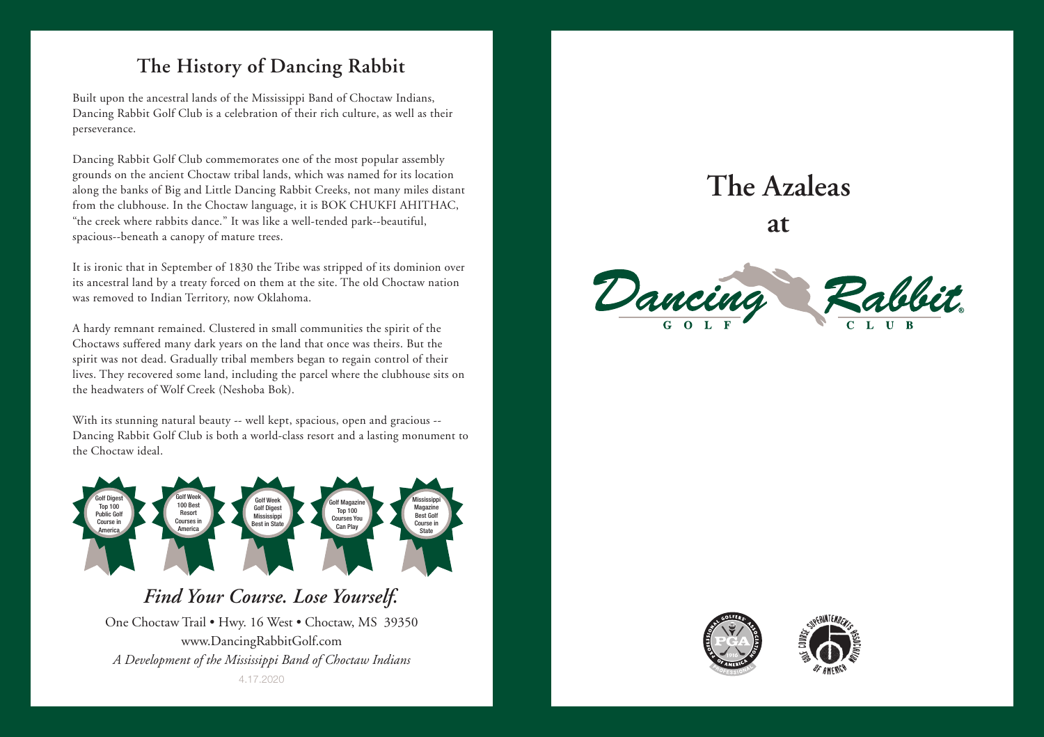## The History of Dancing Rabbit

Built upon the ancestral lands of the Mississippi Band of Choctaw Indians, Dancing Rabbit Golf Club is a celebration of their rich culture, as well as their perseverance.

Dancing Rabbit Golf Club commemorates one of the most popular assembly grounds on the ancient Choctaw tribal lands, which was named for its location along the banks of Big and Little Dancing Rabbit Creeks, not many miles distant from the clubhouse. In the Choctaw language, it is BOK CHUKFI AHITHAC, "the creek where rabbits dance." It was like a well-tended park--beautiful, spacious--beneath a canopy of mature trees.

It is ironic that in September of 1830 the Tribe was stripped of its dominion over its ancestral land by a treaty forced on them at the site. The old Choctaw nation was removed to Indian Territory, now Oklahoma.

A hardy remnant remained. Clustered in small communities the spirit of the Choctaws suffered many dark years on the land that once was theirs. But the spirit was not dead. Gradually tribal members began to regain control of their lives. They recovered some land, including the parcel where the clubhouse sits on the headwaters of Wolf Creek (Neshoba Bok).

With its stunning natural beauty -- well kept, spacious, open and gracious -- Dancing Rabbit Golf Club is both a world-class resort and a lasting monument to the Choctaw ideal.

Golf Digest Top 100 Public Golf Course in America

Golf Week 100 Best Resort Courses in America

Golf Week Golf Digest Mississippi Best in State

Golf Magazine Top 100 Courses You Can Play

Mississippi Magazine Best Golf Course in State

*Find Your Course. Lose Yourself.*

One Choctaw Trail • Hwy. 16 West • Choctaw, MS 39350

www.DancingRabbitGolf.com

*A Development of the Mississippi Band of Choctaw Indians*

4.17.2020

# The Azaleas

# at

# Dancing Rabbit

GOLF CLUB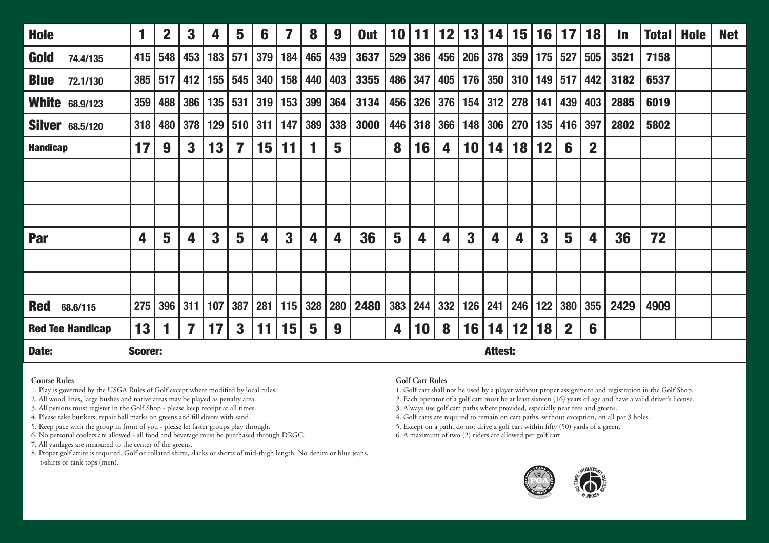| Hole | 1 | 2 | 3 | 4 | 5 | 6 | 7 | 8 | 9 | Out | 10 | 11 | 12 | 13 | 14 | 15 | 16 | 17 | 18 | In | Total | Hole | Net |
|---|---|---|---|---|---|---|---|---|---|---|---|---|---|---|---|---|---|---|---|---|---|---|---|
| **Gold** 74.4/135 | 415 | 548 | 453 | 183 | 571 | 379 | 184 | 465 | 439 | 3637 | 529 | 386 | 456 | 206 | 378 | 359 | 175 | 527 | 505 | 3521 | 7158 | | |
| **Blue** 72.1/130 | 385 | 517 | 412 | 155 | 545 | 340 | 158 | 440 | 403 | 3355 | 486 | 347 | 405 | 176 | 350 | 310 | 149 | 517 | 442 | 3182 | 6537 | | |
| **White** 68.9/123 | 359 | 488 | 386 | 135 | 531 | 319 | 153 | 399 | 364 | 3134 | 456 | 326 | 376 | 154 | 312 | 278 | 141 | 439 | 403 | 2885 | 6019 | | |
| **Silver** 68.5/120 | 318 | 480 | 378 | 129 | 510 | 311 | 147 | 389 | 338 | 3000 | 446 | 318 | 366 | 148 | 306 | 270 | 135 | 416 | 397 | 2802 | 5802 | | |
| **Handicap** | 17 | 9 | 3 | 13 | 7 | 15 | 11 | 1 | 5 | | 8 | 16 | 4 | 10 | 14 | 18 | 12 | 6 | 2 | | | | |
| | | | | | | | | | | | | | | | | | | | | | | | |
| | | | | | | | | | | | | | | | | | | | | | | | |
| | | | | | | | | | | | | | | | | | | | | | | | |
| **Par** | 4 | 5 | 4 | 3 | 5 | 4 | 3 | 4 | 4 | 36 | 5 | 4 | 4 | 3 | 4 | 4 | 3 | 5 | 4 | 36 | 72 | | |
| | | | | | | | | | | | | | | | | | | | | | | | |
| | | | | | | | | | | | | | | | | | | | | | | | |
| **Red** 68.6/115 | 275 | 396 | 311 | 107 | 387 | 281 | 115 | 328 | 280 | 2480 | 383 | 244 | 332 | 126 | 241 | 246 | 122 | 380 | 355 | 2429 | 4909 | | |
| **Red Tee Handicap** | 13 | 1 | 7 | 17 | 3 | 11 | 15 | 5 | 9 | | 4 | 10 | 8 | 16 | 14 | 12 | 18 | 2 | 6 | | | | |

**Date:** **Scorer:** **Attest:**

**Course Rules**

1. Play is governed by the USGA Rules of Golf except where modified by local rules.
2. All wood lines, large bushes and native areas may be played as penalty area.
3. All persons must register in the Golf Shop - please keep receipt at all times.
4. Please rake bunkers, repair ball marks on greens and fill divots with sand.
5. Keep pace with the group in front of you - please let faster groups play through.
6. No personal coolers are allowed - all food and beverage must be purchased through DRGC.
7. All yardages are measured to the center of the greens.
8. Proper golf attire is required. Golf or collared shirts, slacks or shorts of mid-thigh length. No denim or blue jeans, t-shirts or tank tops (men).

**Golf Cart Rules**

1. Golf cart shall not be used by a player without proper assignment and registration in the Golf Shop.
2. Each operator of a golf cart must be at least sixteen (16) years of age and have a valid driver's license.
3. Always use golf cart paths where provided, especially near tees and greens.
4. Golf carts are required to remain on cart paths, without exception, on all par 3 holes.
5. Except on a path, do not drive a golf cart within fifty (50) yards of a green.
6. A maximum of two (2) riders are allowed per golf cart.